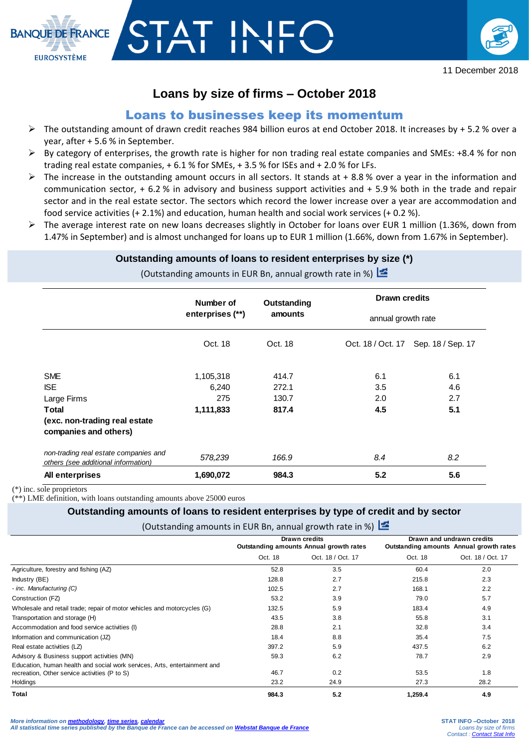11 December 2018

# Loans by size of firms – October 2018

## Loans to businesses keep its momentum

- The outstanding amount of drawn credit reaches 984 billion euros at end October 2018. It increases by + 5.2 % over a year, after + 5.6 % in September.
- By category of enterprises, the growth rate is higher for non trading real estate companies and SMEs: +8.4 % for non trading real estate companies, + 6.1 % for SMEs, + 3.5 % for ISEs and + 2.0 % for LFs.
- The increase in the outstanding amount occurs in all sectors. It stands at + 8.8 % over a year in the information and communication sector, + 6.2 % in advisory and business support activities and + 5.9 % both in the trade and repair sector and in the real estate sector. The sectors which record the lower increase over a year are accommodation and food service activities (+ 2.1%) and education, human health and social work services (+ 0.2 %).
- The average interest rate on new loans decreases slightly in October for loans over EUR 1 million (1.36%, down from 1.47% in September) and is almost unchanged for loans up to EUR 1 million (1.66%, down from 1.67% in September).

### Outstanding amounts of loans to resident enterprises by size (*)

(Outstanding amounts in EUR Bn, annual growth rate in %)

| | Number of enterprises (**) | Outstanding amounts | Drawn credits annual growth rate | |
|---|---|---|---|---|
| | Oct. 18 | Oct. 18 | Oct. 18 / Oct. 17 | Sep. 18 / Sep. 17 |
| SME | 1,105,318 | 414.7 | 6.1 | 6.1 |
| ISE | 6,240 | 272.1 | 3.5 | 4.6 |
| Large Firms | 275 | 130.7 | 2.0 | 2.7 |
| **Total (exc. non-trading real estate companies and others)** | **1,111,833** | **817.4** | **4.5** | **5.1** |
| *non-trading real estate companies and others (see additional information)* | *578,239* | *166.9* | *8.4* | *8.2* |
| **All enterprises** | **1,690,072** | **984.3** | **5.2** | **5.6** |

(*) inc. sole proprietors
(**) LME definition, with loans outstanding amounts above 25000 euros

### Outstanding amounts of loans to resident enterprises by type of credit and by sector

(Outstanding amounts in EUR Bn, annual growth rate in %)

| | Drawn credits Outstanding amounts | Drawn credits Annual growth rates | Drawn and undrawn credits Outstanding amounts | Drawn and undrawn credits Annual growth rates |
|---|---|---|---|---|
| | Oct. 18 | Oct. 18 / Oct. 17 | Oct. 18 | Oct. 18 / Oct. 17 |
| Agriculture, forestry and fishing (AZ) | 52.8 | 3.5 | 60.4 | 2.0 |
| Industry (BE) | 128.8 | 2.7 | 215.8 | 2.3 |
| *- inc. Manufacturing (C)* | 102.5 | 2.7 | 168.1 | 2.2 |
| Construction (FZ) | 53.2 | 3.9 | 79.0 | 5.7 |
| Wholesale and retail trade; repair of motor vehicles and motorcycles (G) | 132.5 | 5.9 | 183.4 | 4.9 |
| Transportation and storage (H) | 43.5 | 3.8 | 55.8 | 3.1 |
| Accommodation and food service activities (I) | 28.8 | 2.1 | 32.8 | 3.4 |
| Information and communication (JZ) | 18.4 | 8.8 | 35.4 | 7.5 |
| Real estate activities (LZ) | 397.2 | 5.9 | 437.5 | 6.2 |
| Advisory & Business support activities (MN) | 59.3 | 6.2 | 78.7 | 2.9 |
| Education, human health and social work services, Arts, entertainment and recreation, Other service activities (P to S) | 46.7 | 0.2 | 53.5 | 1.8 |
| Holdings | 23.2 | 24.9 | 27.3 | 28.2 |
| **Total** | **984.3** | **5.2** | **1,259.4** | **4.9** |

*More information on methodology, time series, calendar*
*All statistical time series published by the Banque de France can be accessed on Webstat Banque de France*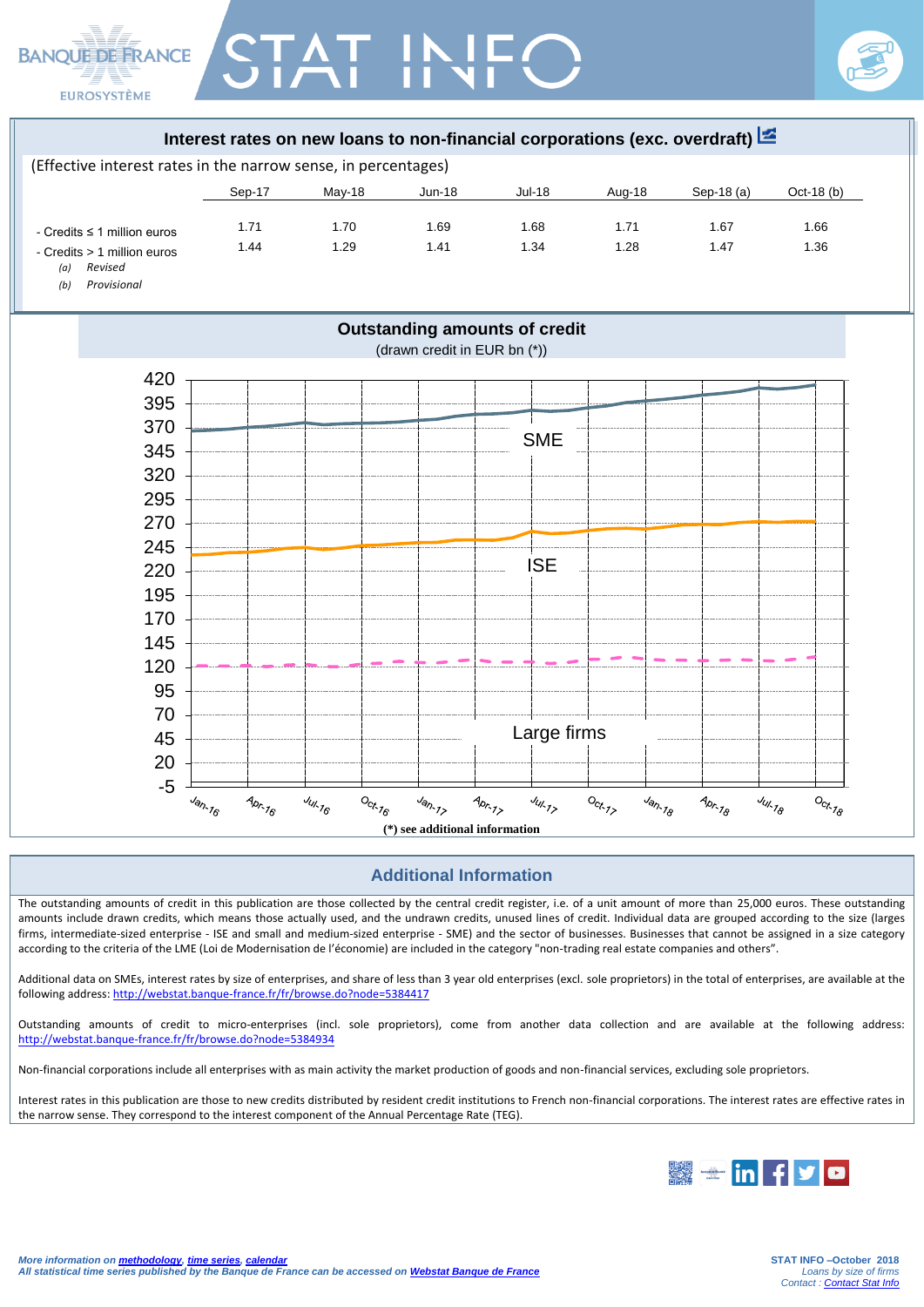## Interest rates on new loans to non-financial corporations (exc. overdraft)

(Effective interest rates in the narrow sense, in percentages)

| | Sep-17 | May-18 | Jun-18 | Jul-18 | Aug-18 | Sep-18 (a) | Oct-18 (b) |
|---|---|---|---|---|---|---|---|
| - Credits ≤ 1 million euros | 1.71 | 1.70 | 1.69 | 1.68 | 1.71 | 1.67 | 1.66 |
| - Credits > 1 million euros | 1.44 | 1.29 | 1.41 | 1.34 | 1.28 | 1.47 | 1.36 |

*(a) Revised*

*(b) Provisional*

## Outstanding amounts of credit

(drawn credit in EUR bn (*))

420
395
370
345
320
295
270
245
220
195
170
145
120
95
70
45
20
-5

SME
ISE
Large firms

Jan-16
Apr-16
Jul-16
Oct-16
Jan-17
Apr-17
Jul-17
Oct-17
Jan-18
Apr-18
Jul-18
Oct-18

**(*) see additional information**

## Additional Information

The outstanding amounts of credit in this publication are those collected by the central credit register, i.e. of a unit amount of more than 25,000 euros. These outstanding amounts include drawn credits, which means those actually used, and the undrawn credits, unused lines of credit. Individual data are grouped according to the size (larges firms, intermediate-sized enterprise - ISE and small and medium-sized enterprise - SME) and the sector of businesses. Businesses that cannot be assigned in a size category according to the criteria of the LME (Loi de Modernisation de l'économie) are included in the category "non-trading real estate companies and others".

Additional data on SMEs, interest rates by size of enterprises, and share of less than 3 year old enterprises (excl. sole proprietors) in the total of enterprises, are available at the following address: http://webstat.banque-france.fr/fr/browse.do?node=5384417

Outstanding amounts of credit to micro-enterprises (incl. sole proprietors), come from another data collection and are available at the following address: http://webstat.banque-france.fr/fr/browse.do?node=5384934

Non-financial corporations include all enterprises with as main activity the market production of goods and non-financial services, excluding sole proprietors.

Interest rates in this publication are those to new credits distributed by resident credit institutions to French non-financial corporations. The interest rates are effective rates in the narrow sense. They correspond to the interest component of the Annual Percentage Rate (TEG).

*More information on **methodology**, **time series**, **calendar***
*All statistical time series published by the Banque de France can be accessed on **Webstat Banque de France***

**STAT INFO –October 2018**
*Loans by size of firms*
*Contact : Contact Stat Info*